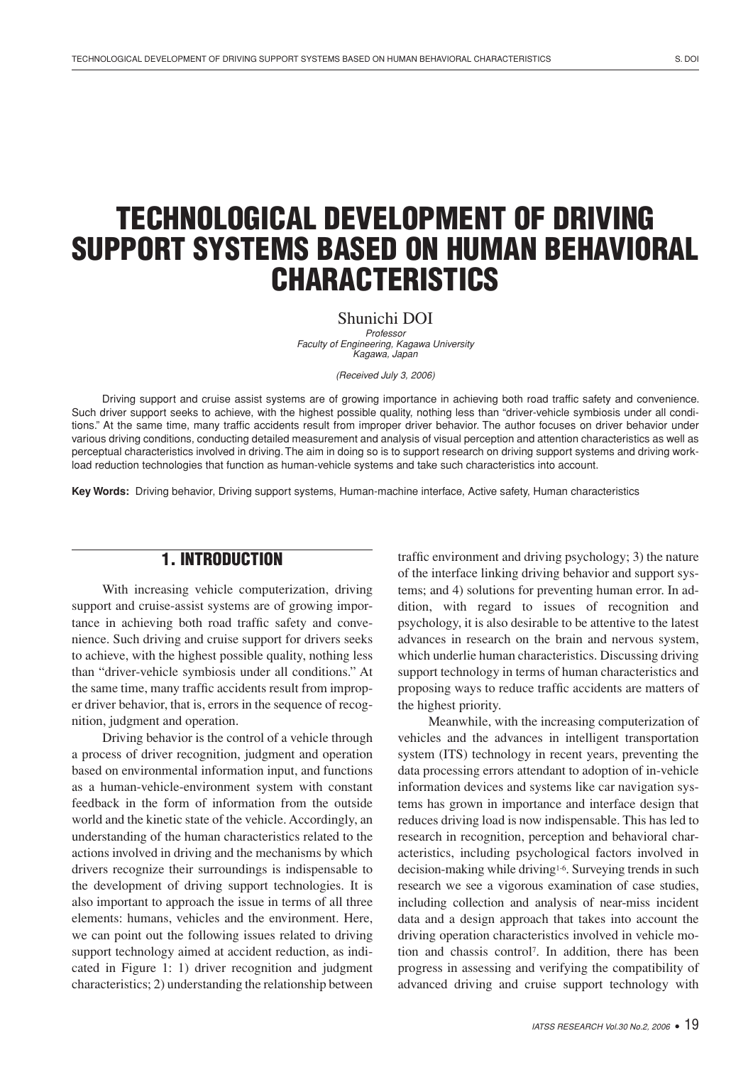# TECHNOLOGICAL DEVELOPMENT OF DRIVING SUPPORT SYSTEMS BASED ON HUMAN BEHAVIORAL CHARACTERISTICS

Shunichi DOI

*Professor*
*Faculty of Engineering, Kagawa University*
*Kagawa, Japan*

*(Received July 3, 2006)*

Driving support and cruise assist systems are of growing importance in achieving both road traffic safety and convenience. Such driver support seeks to achieve, with the highest possible quality, nothing less than "driver-vehicle symbiosis under all conditions." At the same time, many traffic accidents result from improper driver behavior. The author focuses on driver behavior under various driving conditions, conducting detailed measurement and analysis of visual perception and attention characteristics as well as perceptual characteristics involved in driving. The aim in doing so is to support research on driving support systems and driving workload reduction technologies that function as human-vehicle systems and take such characteristics into account.

**Key Words:** Driving behavior, Driving support systems, Human-machine interface, Active safety, Human characteristics

## 1. INTRODUCTION

With increasing vehicle computerization, driving support and cruise-assist systems are of growing importance in achieving both road traffic safety and convenience. Such driving and cruise support for drivers seeks to achieve, with the highest possible quality, nothing less than "driver-vehicle symbiosis under all conditions." At the same time, many traffic accidents result from improper driver behavior, that is, errors in the sequence of recognition, judgment and operation.

Driving behavior is the control of a vehicle through a process of driver recognition, judgment and operation based on environmental information input, and functions as a human-vehicle-environment system with constant feedback in the form of information from the outside world and the kinetic state of the vehicle. Accordingly, an understanding of the human characteristics related to the actions involved in driving and the mechanisms by which drivers recognize their surroundings is indispensable to the development of driving support technologies. It is also important to approach the issue in terms of all three elements: humans, vehicles and the environment. Here, we can point out the following issues related to driving support technology aimed at accident reduction, as indicated in Figure 1: 1) driver recognition and judgment characteristics; 2) understanding the relationship between traffic environment and driving psychology; 3) the nature of the interface linking driving behavior and support systems; and 4) solutions for preventing human error. In addition, with regard to issues of recognition and psychology, it is also desirable to be attentive to the latest advances in research on the brain and nervous system, which underlie human characteristics. Discussing driving support technology in terms of human characteristics and proposing ways to reduce traffic accidents are matters of the highest priority.

Meanwhile, with the increasing computerization of vehicles and the advances in intelligent transportation system (ITS) technology in recent years, preventing the data processing errors attendant to adoption of in-vehicle information devices and systems like car navigation systems has grown in importance and interface design that reduces driving load is now indispensable. This has led to research in recognition, perception and behavioral characteristics, including psychological factors involved in decision-making while driving[1-6]. Surveying trends in such research we see a vigorous examination of case studies, including collection and analysis of near-miss incident data and a design approach that takes into account the driving operation characteristics involved in vehicle motion and chassis control[7]. In addition, there has been progress in assessing and verifying the compatibility of advanced driving and cruise support technology with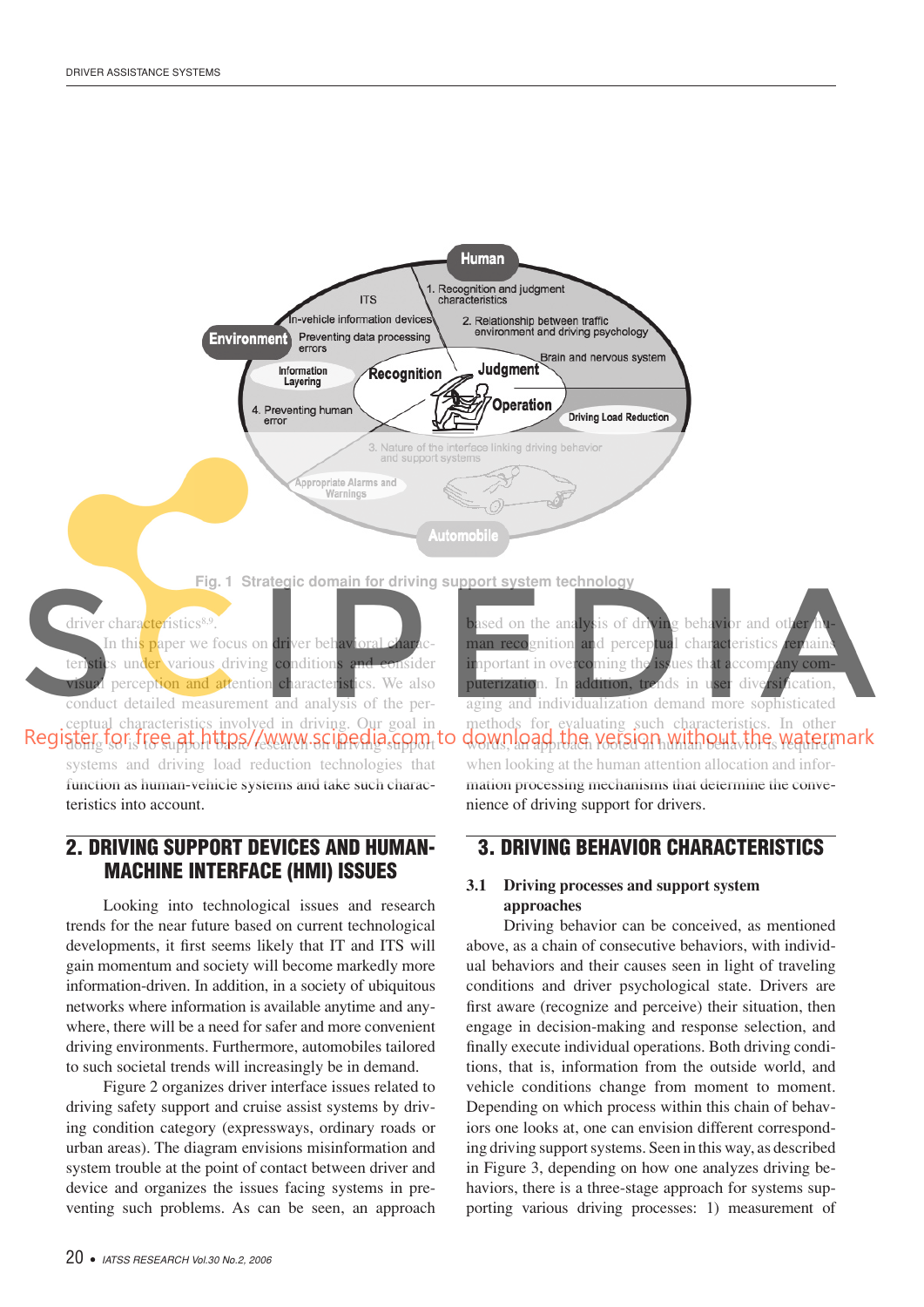Fig. 1 Strategic domain for driving support system technology

driver characteristics[8,9].

In this paper we focus on driver behavioral characteristics under various driving conditions and consider visual perception and attention characteristics. We also conduct detailed measurement and analysis of the perceptual characteristics involved in driving. Our goal in doing so is to support basic research on driving support systems and driving load reduction technologies that function as human-vehicle systems and take such characteristics into account.

## 2. DRIVING SUPPORT DEVICES AND HUMAN-MACHINE INTERFACE (HMI) ISSUES

Looking into technological issues and research trends for the near future based on current technological developments, it first seems likely that IT and ITS will gain momentum and society will become markedly more information-driven. In addition, in a society of ubiquitous networks where information is available anytime and anywhere, there will be a need for safer and more convenient driving environments. Furthermore, automobiles tailored to such societal trends will increasingly be in demand.

Figure 2 organizes driver interface issues related to driving safety support and cruise assist systems by driving condition category (expressways, ordinary roads or urban areas). The diagram envisions misinformation and system trouble at the point of contact between driver and device and organizes the issues facing systems in preventing such problems. As can be seen, an approach based on the analysis of driving behavior and other human recognition and perceptual characteristics remains important in overcoming the issues that accompany computerization. In addition, trends in user diversification, aging and individualization demand more sophisticated methods for evaluating such characteristics. In other words, an approach rooted in human behavior is required when looking at the human attention allocation and information processing mechanisms that determine the convenience of driving support for drivers.

## 3. DRIVING BEHAVIOR CHARACTERISTICS

### 3.1 Driving processes and support system approaches

Driving behavior can be conceived, as mentioned above, as a chain of consecutive behaviors, with individual behaviors and their causes seen in light of traveling conditions and driver psychological state. Drivers are first aware (recognize and perceive) their situation, then engage in decision-making and response selection, and finally execute individual operations. Both driving conditions, that is, information from the outside world, and vehicle conditions change from moment to moment. Depending on which process within this chain of behaviors one looks at, one can envision different corresponding driving support systems. Seen in this way, as described in Figure 3, depending on how one analyzes driving behaviors, there is a three-stage approach for systems supporting various driving processes: 1) measurement of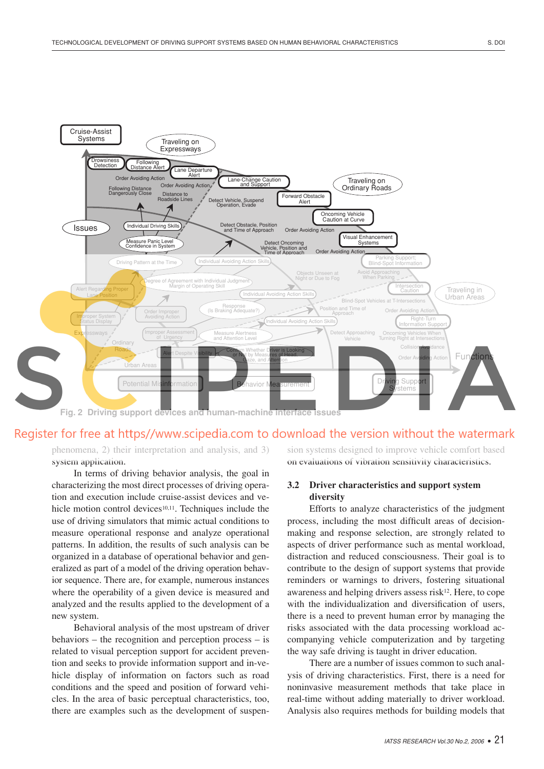Fig. 2 Driving support devices and human-machine interface issues

phenomena, 2) their interpretation and analysis, and 3) system application.

In terms of driving behavior analysis, the goal in characterizing the most direct processes of driving operation and execution include cruise-assist devices and vehicle motion control devices[10,11]. Techniques include the use of driving simulators that mimic actual conditions to measure operational response and analyze operational patterns. In addition, the results of such analysis can be organized in a database of operational behavior and generalized as part of a model of the driving operation behavior sequence. There are, for example, numerous instances where the operability of a given device is measured and analyzed and the results applied to the development of a new system.

Behavioral analysis of the most upstream of driver behaviors – the recognition and perception process – is related to visual perception support for accident prevention and seeks to provide information support and in-vehicle display of information on factors such as road conditions and the speed and position of forward vehicles. In the area of basic perceptual characteristics, too, there are examples such as the development of suspension systems designed to improve vehicle comfort based on evaluations of vibration sensitivity characteristics.

### 3.2 Driver characteristics and support system diversity

Efforts to analyze characteristics of the judgment process, including the most difficult areas of decision-making and response selection, are strongly related to aspects of driver performance such as mental workload, distraction and reduced consciousness. Their goal is to contribute to the design of support systems that provide reminders or warnings to drivers, fostering situational awareness and helping drivers assess risk[12]. Here, to cope with the individualization and diversification of users, there is a need to prevent human error by managing the risks associated with the data processing workload accompanying vehicle computerization and by targeting the way safe driving is taught in driver education.

There are a number of issues common to such analysis of driving characteristics. First, there is a need for noninvasive measurement methods that take place in real-time without adding materially to driver workload. Analysis also requires methods for building models that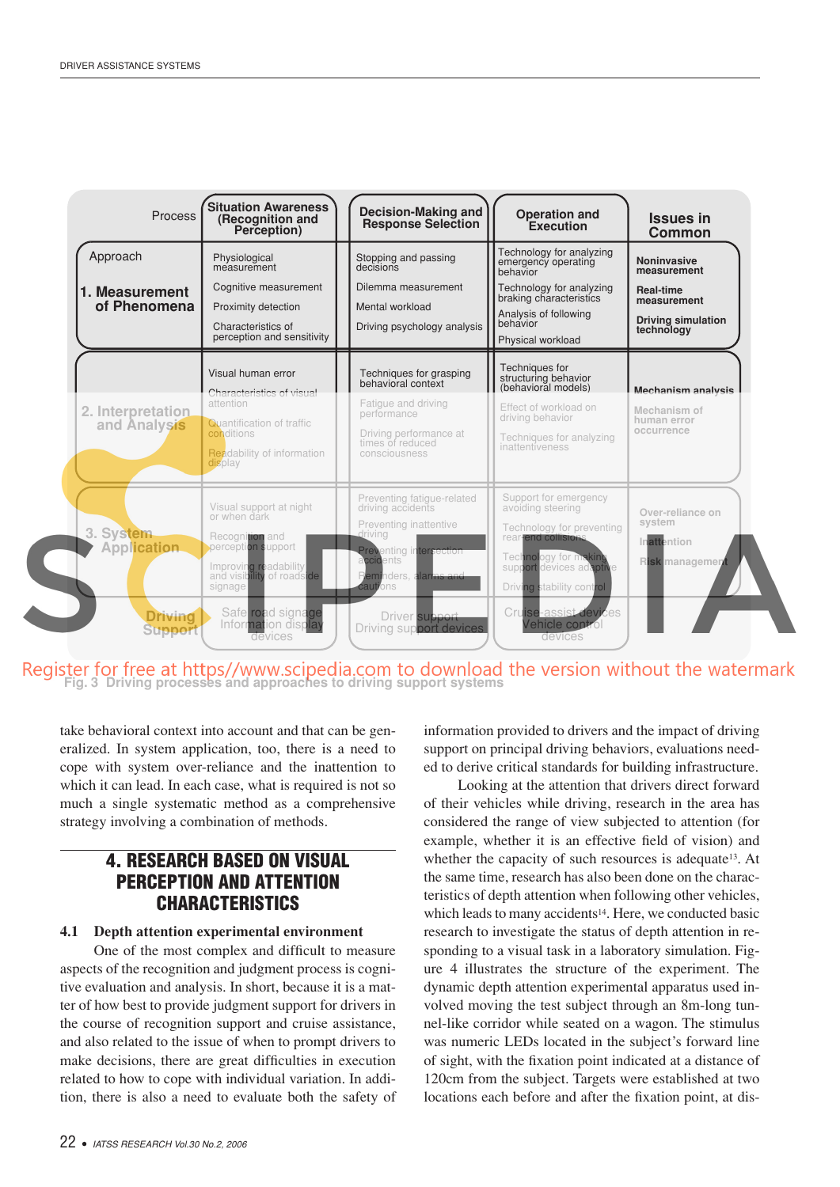| Process | Situation Awareness (Recognition and Perception) | Decision-Making and Response Selection | Operation and Execution | Issues in Common |
|---|---|---|---|---|
| Approach<br>1. Measurement of Phenomena | Physiological measurement<br>Cognitive measurement<br>Proximity detection<br>Characteristics of perception and sensitivity | Stopping and passing decisions<br>Dilemma measurement<br>Mental workload<br>Driving psychology analysis | Technology for analyzing emergency operating behavior<br>Technology for analyzing braking characteristics<br>Analysis of following behavior<br>Physical workload | Noninvasive measurement<br>Real-time measurement<br>Driving simulation technology |
| 2. Interpretation and Analysis | Visual human error<br>Characteristics of visual attention<br>Quantification of traffic conditions<br>Readability of information display | Techniques for grasping behavioral context<br>Fatigue and driving performance<br>Driving performance at times of reduced consciousness | Techniques for structuring behavior (behavioral models)<br>Effect of workload on driving behavior<br>Techniques for analyzing inattentiveness | Mechanism analysis<br>Mechanism of human error occurrence |
| 3. System Application | Visual support at night or when dark<br>Recognition and perception support<br>Improving readability and visibility of roadside signage | Preventing fatigue-related driving accidents<br>Preventing inattentive driving<br>Preventing intersection accidents<br>Reminders, alarms and cautions | Support for emergency avoiding steering<br>Technology for preventing rear-end collisions<br>Technology for making support devices adaptive<br>Driving stability control | Over-reliance on system<br>Inattention<br>Risk management |
| Driving Support | Safe road signage<br>Information display devices | Driver support<br>Driving support devices | Cruise-assist devices<br>Vehicle control devices | |

Fig. 3 Driving processes and approaches to driving support systems

take behavioral context into account and that can be generalized. In system application, too, there is a need to cope with system over-reliance and the inattention to which it can lead. In each case, what is required is not so much a single systematic method as a comprehensive strategy involving a combination of methods.

## 4. RESEARCH BASED ON VISUAL PERCEPTION AND ATTENTION CHARACTERISTICS

### 4.1 Depth attention experimental environment

One of the most complex and difficult to measure aspects of the recognition and judgment process is cognitive evaluation and analysis. In short, because it is a matter of how best to provide judgment support for drivers in the course of recognition support and cruise assistance, and also related to the issue of when to prompt drivers to make decisions, there are great difficulties in execution related to how to cope with individual variation. In addition, there is also a need to evaluate both the safety of information provided to drivers and the impact of driving support on principal driving behaviors, evaluations needed to derive critical standards for building infrastructure.

Looking at the attention that drivers direct forward of their vehicles while driving, research in the area has considered the range of view subjected to attention (for example, whether it is an effective field of vision) and whether the capacity of such resources is adequate[13]. At the same time, research has also been done on the characteristics of depth attention when following other vehicles, which leads to many accidents[14]. Here, we conducted basic research to investigate the status of depth attention in responding to a visual task in a laboratory simulation. Figure 4 illustrates the structure of the experiment. The dynamic depth attention experimental apparatus used involved moving the test subject through an 8m-long tunnel-like corridor while seated on a wagon. The stimulus was numeric LEDs located in the subject's forward line of sight, with the fixation point indicated at a distance of 120cm from the subject. Targets were established at two locations each before and after the fixation point, at dis-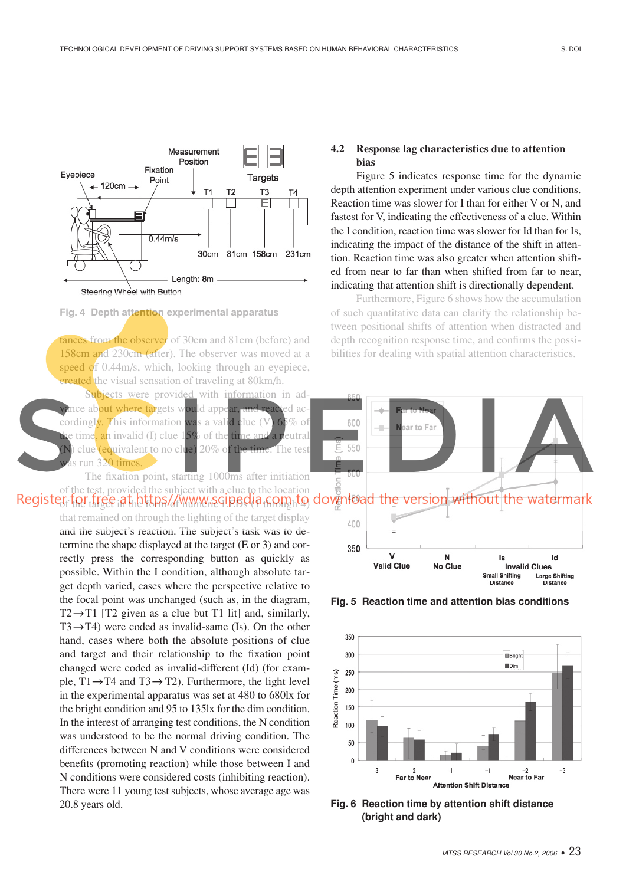Fig. 4 Depth attention experimental apparatus

tances from the observer of 30cm and 81cm (before) and 158cm and 230cm (after). The observer was moved at a speed of 0.44m/s, which, looking through an eyepiece, created the visual sensation of traveling at 80km/h.

Subjects were provided with information in advance about where targets would appear, and reacted accordingly. This information was a valid clue (V) 65% of the time, an invalid (I) clue 15% of the time and a neutral (N) clue (equivalent to no clue) 20% of the time. The test was run 320 times.

The fixation point, starting 1000ms after initiation of the test, provided the subject with a clue to the location of the target in the form of numeric LEDs (1 through 4) that remained on through the lighting of the target display and the subject's reaction. The subject's task was to determine the shape displayed at the target (E or 3) and correctly press the corresponding button as quickly as possible. Within the I condition, although absolute target depth varied, cases where the perspective relative to the focal point was unchanged (such as, in the diagram, T2→T1 [T2 given as a clue but T1 lit] and, similarly, T3→T4) were coded as invalid-same (Is). On the other hand, cases where both the absolute positions of clue and target and their relationship to the fixation point changed were coded as invalid-different (Id) (for example, T1→T4 and T3→T2). Furthermore, the light level in the experimental apparatus was set at 480 to 680lx for the bright condition and 95 to 135lx for the dim condition. In the interest of arranging test conditions, the N condition was understood to be the normal driving condition. The differences between N and V conditions were considered benefits (promoting reaction) while those between I and N conditions were considered costs (inhibiting reaction). There were 11 young test subjects, whose average age was 20.8 years old.

### 4.2 Response lag characteristics due to attention bias

Figure 5 indicates response time for the dynamic depth attention experiment under various clue conditions. Reaction time was slower for I than for either V or N, and fastest for V, indicating the effectiveness of a clue. Within the I condition, reaction time was slower for Id than for Is, indicating the impact of the distance of the shift in attention. Reaction time was also greater when attention shifted from near to far than when shifted from far to near, indicating that attention shift is directionally dependent.

Furthermore, Figure 6 shows how the accumulation of such quantitative data can clarify the relationship between positional shifts of attention when distracted and depth recognition response time, and confirms the possibilities for dealing with spatial attention characteristics.

Fig. 5 Reaction time and attention bias conditions

Fig. 6 Reaction time by attention shift distance (bright and dark)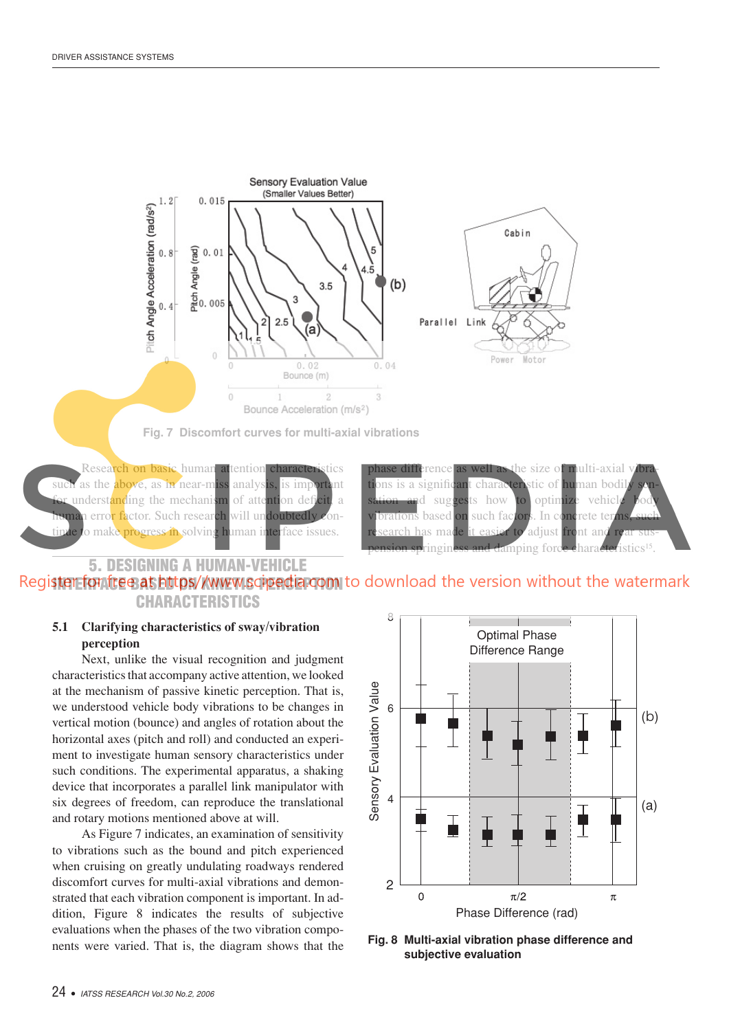Fig. 7 Discomfort curves for multi-axial vibrations

Research on basic human attention characteristics such as the above, as in near-miss analysis, is important for understanding the mechanism of attention deficit, a human error factor. Such research will undoubtedly continue to make progress in solving human interface issues.

## 5. DESIGNING A HUMAN-VEHICLE INTERFACE BASED ON KINETIC PERCEPTION CHARACTERISTICS

### 5.1 Clarifying characteristics of sway/vibration perception

Next, unlike the visual recognition and judgment characteristics that accompany active attention, we looked at the mechanism of passive kinetic perception. That is, we understood vehicle body vibrations to be changes in vertical motion (bounce) and angles of rotation about the horizontal axes (pitch and roll) and conducted an experiment to investigate human sensory characteristics under such conditions. The experimental apparatus, a shaking device that incorporates a parallel link manipulator with six degrees of freedom, can reproduce the translational and rotary motions mentioned above at will.

As Figure 7 indicates, an examination of sensitivity to vibrations such as the bound and pitch experienced when cruising on greatly undulating roadways rendered discomfort curves for multi-axial vibrations and demonstrated that each vibration component is important. In addition, Figure 8 indicates the results of subjective evaluations when the phases of the two vibration components were varied. That is, the diagram shows that the phase difference as well as the size of multi-axial vibrations is a significant characteristic of human bodily sensation and suggests how to optimize vehicle body vibrations based on such factors. In concrete terms, such research has made it easier to adjust front and rear suspension springiness and damping force characteristics[15].

Fig. 8 Multi-axial vibration phase difference and subjective evaluation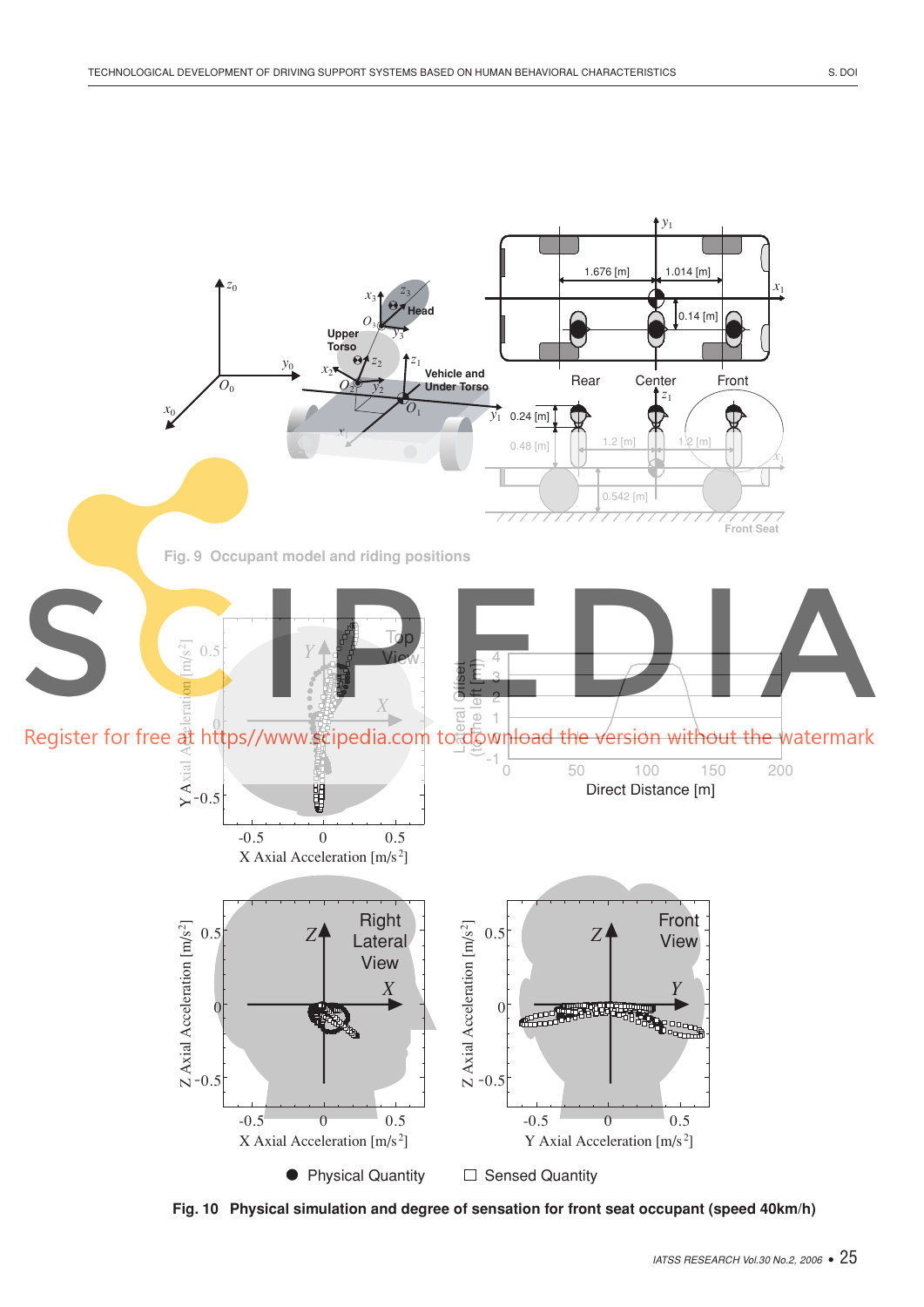Fig. 9  Occupant model and riding positions

Fig. 10  Physical simulation and degree of sensation for front seat occupant (speed 40km/h)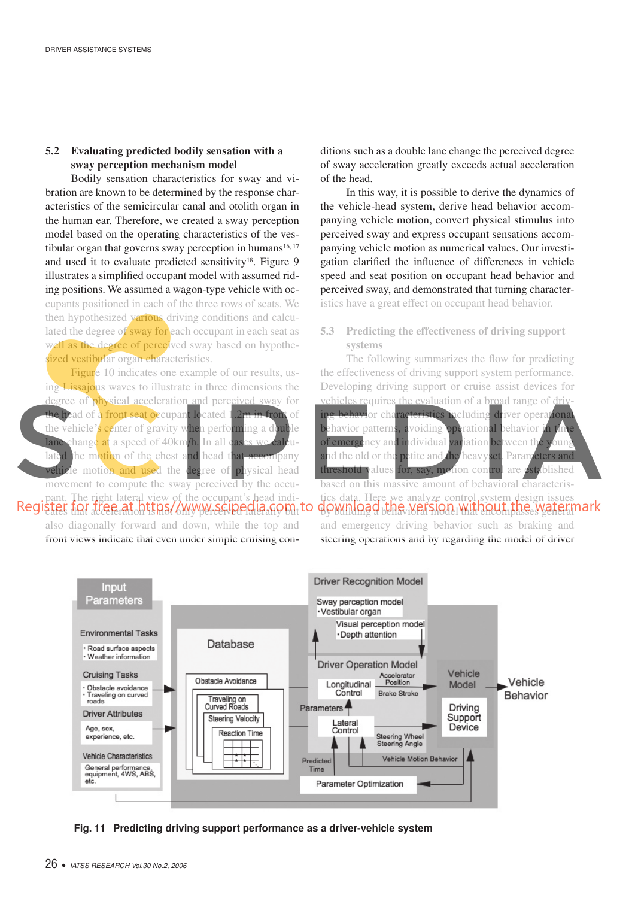## 5.2 Evaluating predicted bodily sensation with a sway perception mechanism model

Bodily sensation characteristics for sway and vibration are known to be determined by the response characteristics of the semicircular canal and otolith organ in the human ear. Therefore, we created a sway perception model based on the operating characteristics of the vestibular organ that governs sway perception in humans[16, 17] and used it to evaluate predicted sensitivity[18]. Figure 9 illustrates a simplified occupant model with assumed riding positions. We assumed a wagon-type vehicle with occupants positioned in each of the three rows of seats. We then hypothesized various driving conditions and calculated the degree of sway for each occupant in each seat as well as the degree of perceived sway based on hypothesized vestibular organ characteristics.

Figure 10 indicates one example of our results, using Lissajous waves to illustrate in three dimensions the degree of physical acceleration and perceived sway for the head of a front seat occupant located 1.2m in front of the vehicle's center of gravity when performing a double lane change at a speed of 40km/h. In all cases we calculated the motion of the chest and head that accompany vehicle motion and used the degree of physical head movement to compute the sway perceived by the occupant. The right lateral view of the occupant's head indicates that acceleration is not only perceived laterally but also diagonally forward and down, while the top and front views indicate that even under simple cruising conditions such as a double lane change the perceived degree of sway acceleration greatly exceeds actual acceleration of the head.

In this way, it is possible to derive the dynamics of the vehicle-head system, derive head behavior accompanying vehicle motion, convert physical stimulus into perceived sway and express occupant sensations accompanying vehicle motion as numerical values. Our investigation clarified the influence of differences in vehicle speed and seat position on occupant head behavior and perceived sway, and demonstrated that turning characteristics have a great effect on occupant head behavior.

## 5.3 Predicting the effectiveness of driving support systems

The following summarizes the flow for predicting the effectiveness of driving support system performance. Developing driving support or cruise assist devices for vehicles requires the evaluation of a broad range of driving behavior characteristics including driver operational behavior patterns, avoiding operational behavior in time of emergency and individual variation between the young and the old or the petite and the heavyset. Parameters and threshold values for, say, motion control are established based on this massive amount of behavioral characteristics data. Here we analyze control system design issues by building a behavioral model that encompasses general and emergency driving behavior such as braking and steering operations and by regarding the model of driver

**Fig. 11 Predicting driving support performance as a driver-vehicle system**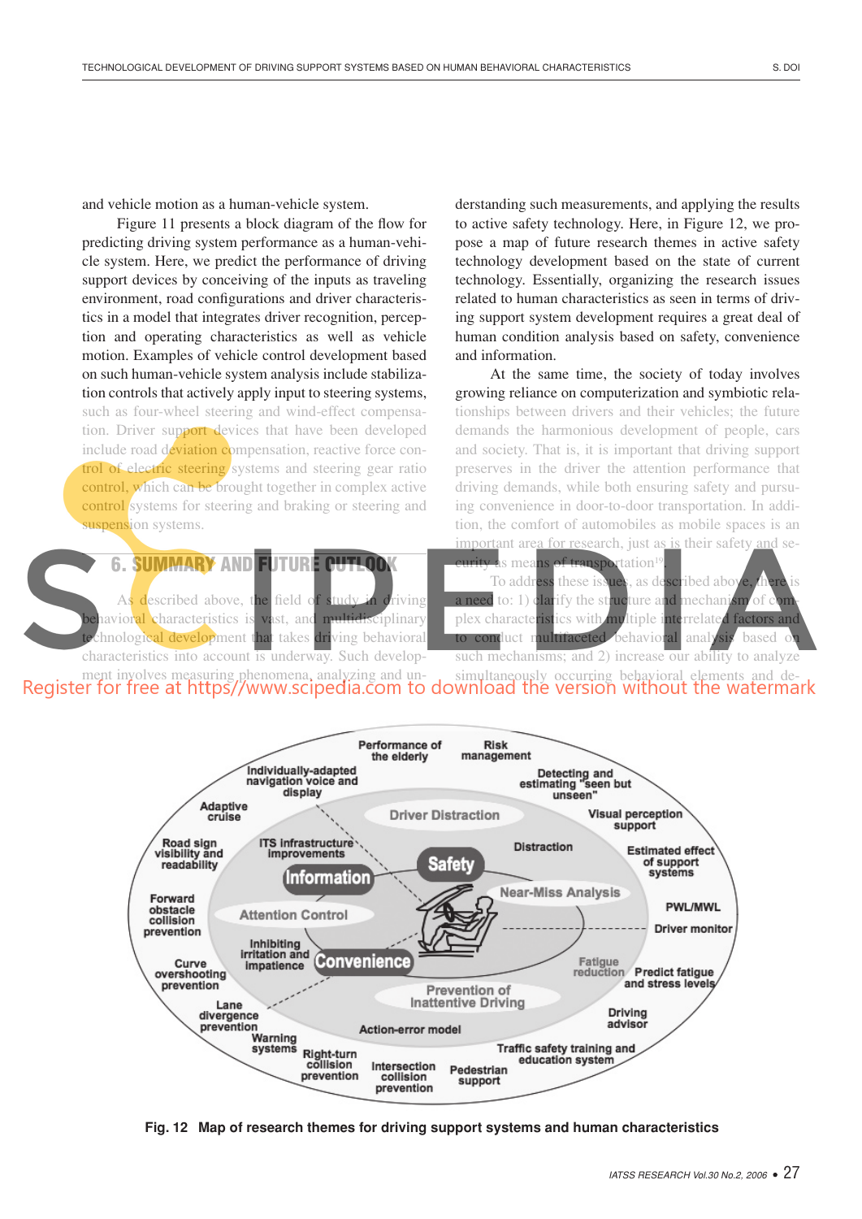and vehicle motion as a human-vehicle system.

Figure 11 presents a block diagram of the flow for predicting driving system performance as a human-vehicle system. Here, we predict the performance of driving support devices by conceiving of the inputs as traveling environment, road configurations and driver characteristics in a model that integrates driver recognition, perception and operating characteristics as well as vehicle motion. Examples of vehicle control development based on such human-vehicle system analysis include stabilization controls that actively apply input to steering systems, such as four-wheel steering and wind-effect compensation. Driver support devices that have been developed include road deviation compensation, reactive force control of electric steering systems and steering gear ratio control, which can be brought together in complex active control systems for steering and braking or steering and suspension systems.

## 6. SUMMARY AND FUTURE OUTLOOK

As described above, the field of study in driving behavioral characteristics is vast, and multidisciplinary technological development that takes driving behavioral characteristics into account is underway. Such development involves measuring phenomena, analyzing and understanding such measurements, and applying the results to active safety technology. Here, in Figure 12, we propose a map of future research themes in active safety technology development based on the state of current technology. Essentially, organizing the research issues related to human characteristics as seen in terms of driving support system development requires a great deal of human condition analysis based on safety, convenience and information.

At the same time, the society of today involves growing reliance on computerization and symbiotic relationships between drivers and their vehicles; the future demands the harmonious development of people, cars and society. That is, it is important that driving support preserves in the driver the attention performance that driving demands, while both ensuring safety and pursuing convenience in door-to-door transportation. In addition, the comfort of automobiles as mobile spaces is an important area for research, just as is their safety and security as means of transportation[19].

To address these issues, as described above, there is a need to: 1) clarify the structure and mechanism of complex characteristics with multiple interrelated factors and to conduct multifaceted behavioral analysis based on such mechanisms; and 2) increase our ability to analyze simultaneously occurring behavioral elements and de-

Fig. 12 Map of research themes for driving support systems and human characteristics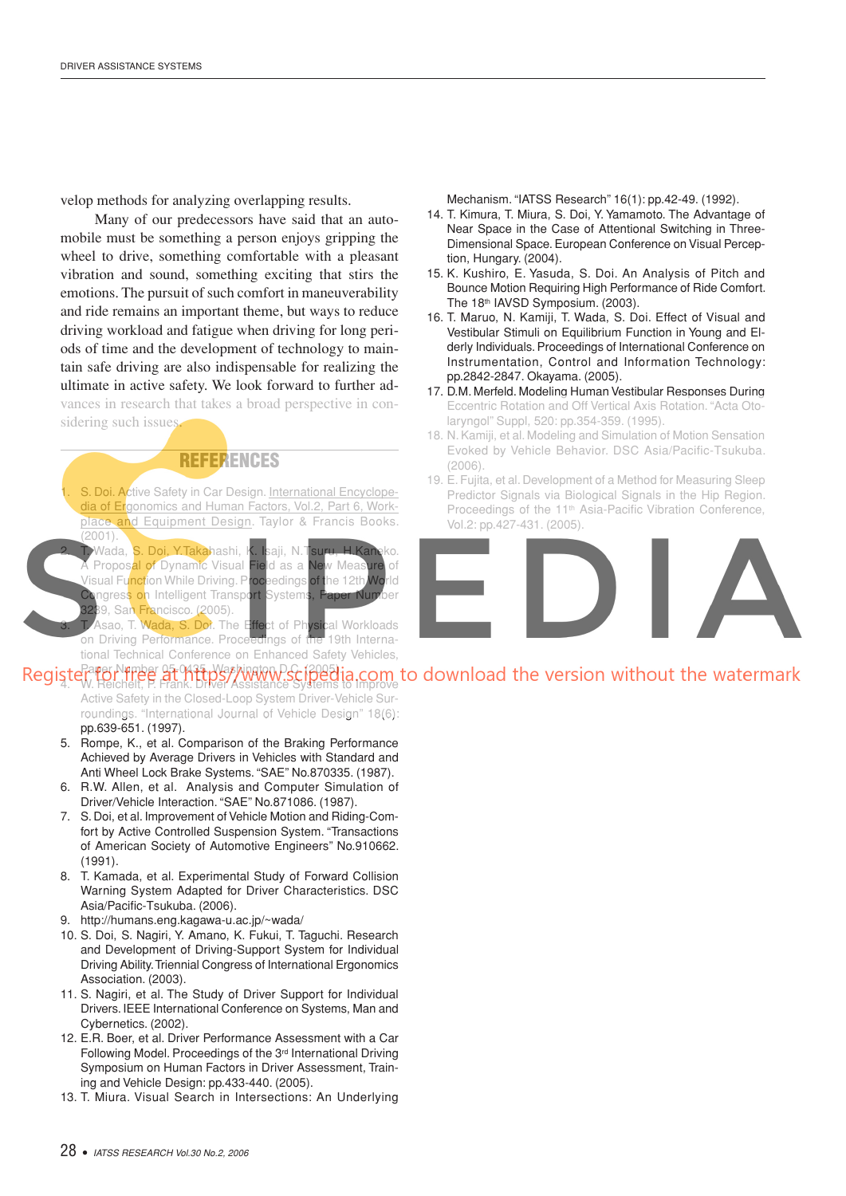velop methods for analyzing overlapping results.

Many of our predecessors have said that an automobile must be something a person enjoys gripping the wheel to drive, something comfortable with a pleasant vibration and sound, something exciting that stirs the emotions. The pursuit of such comfort in maneuverability and ride remains an important theme, but ways to reduce driving workload and fatigue when driving for long periods of time and the development of technology to maintain safe driving are also indispensable for realizing the ultimate in active safety. We look forward to further advances in research that takes a broad perspective in considering such issues.

## REFERENCES

1. S. Doi. Active Safety in Car Design. International Encyclopedia of Ergonomics and Human Factors, Vol.2, Part 6, Workplace and Equipment Design. Taylor & Francis Books. (2001).
2. T. Wada, S. Doi, Y. Takahashi, K. Isaji, N. Tsuru, H. Kaneko. A Proposal of Dynamic Visual Field as a New Measure of Visual Function While Driving. Proceedings of the 12th World Congress on Intelligent Transport Systems, Paper Number 3289, San Francisco. (2005).
3. T. Asao, T. Wada, S. Doi. The Effect of Physical Workloads on Driving Performance. Proceedings of the 19th International Technical Conference on Enhanced Safety Vehicles, Paper Number 05-0435, Washington D.C. (2005).
4. W. Reichelt, P. Frank. Driver Assistance Systems to Improve Active Safety in the Closed-Loop System Driver-Vehicle Surroundings. "International Journal of Vehicle Design" 18(6): pp.639-651. (1997).
5. Rompe, K., et al. Comparison of the Braking Performance Achieved by Average Drivers in Vehicles with Standard and Anti Wheel Lock Brake Systems. "SAE" No.870335. (1987).
6. R.W. Allen, et al. Analysis and Computer Simulation of Driver/Vehicle Interaction. "SAE" No.871086. (1987).
7. S. Doi, et al. Improvement of Vehicle Motion and Riding-Comfort by Active Controlled Suspension System. "Transactions of American Society of Automotive Engineers" No.910662. (1991).
8. T. Kamada, et al. Experimental Study of Forward Collision Warning System Adapted for Driver Characteristics. DSC Asia/Pacific-Tsukuba. (2006).
9. http://humans.eng.kagawa-u.ac.jp/~wada/
10. S. Doi, S. Nagiri, Y. Amano, K. Fukui, T. Taguchi. Research and Development of Driving-Support System for Individual Driving Ability. Triennial Congress of International Ergonomics Association. (2003).
11. S. Nagiri, et al. The Study of Driver Support for Individual Drivers. IEEE International Conference on Systems, Man and Cybernetics. (2002).
12. E.R. Boer, et al. Driver Performance Assessment with a Car Following Model. Proceedings of the 3rd International Driving Symposium on Human Factors in Driver Assessment, Training and Vehicle Design: pp.433-440. (2005).
13. T. Miura. Visual Search in Intersections: An Underlying Mechanism. "IATSS Research" 16(1): pp.42-49. (1992).
14. T. Kimura, T. Miura, S. Doi, Y. Yamamoto. The Advantage of Near Space in the Case of Attentional Switching in Three-Dimensional Space. European Conference on Visual Perception, Hungary. (2004).
15. K. Kushiro, E. Yasuda, S. Doi. An Analysis of Pitch and Bounce Motion Requiring High Performance of Ride Comfort. The 18th IAVSD Symposium. (2003).
16. T. Maruo, N. Kamiji, T. Wada, S. Doi. Effect of Visual and Vestibular Stimuli on Equilibrium Function in Young and Elderly Individuals. Proceedings of International Conference on Instrumentation, Control and Information Technology: pp.2842-2847. Okayama. (2005).
17. D.M. Merfeld. Modeling Human Vestibular Responses During Eccentric Rotation and Off Vertical Axis Rotation. "Acta Otolaryngol" Suppl, 520: pp.354-359. (1995).
18. N. Kamiji, et al. Modeling and Simulation of Motion Sensation Evoked by Vehicle Behavior. DSC Asia/Pacific-Tsukuba. (2006).
19. E. Fujita, et al. Development of a Method for Measuring Sleep Predictor Signals via Biological Signals in the Hip Region. Proceedings of the 11th Asia-Pacific Vibration Conference, Vol.2: pp.427-431. (2005).